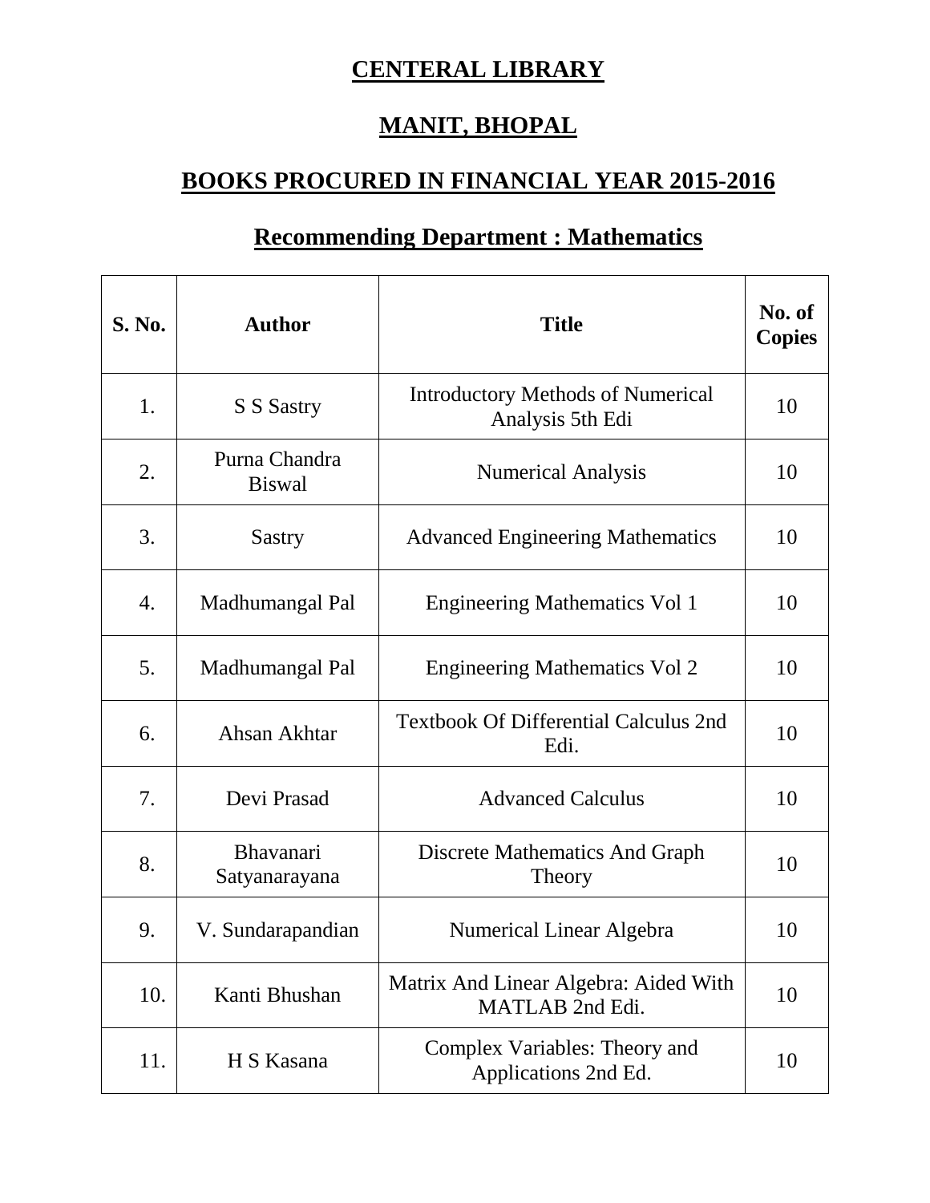# CENTERAL LIBRARY

# MANIT, BHOPAL

## BOOKS PROCURED IN FINANCIAL YEAR 2015-2016

### Recommending Department : Mathematics

| S. No. | Author | Title | No. of Copies |
|---|---|---|---|
| 1. | S S Sastry | Introductory Methods of Numerical Analysis 5th Edi | 10 |
| 2. | Purna Chandra Biswal | Numerical Analysis | 10 |
| 3. | Sastry | Advanced Engineering Mathematics | 10 |
| 4. | Madhumangal Pal | Engineering Mathematics Vol 1 | 10 |
| 5. | Madhumangal Pal | Engineering Mathematics Vol 2 | 10 |
| 6. | Ahsan Akhtar | Textbook Of Differential Calculus 2nd Edi. | 10 |
| 7. | Devi Prasad | Advanced Calculus | 10 |
| 8. | Bhavanari Satyanarayana | Discrete Mathematics And Graph Theory | 10 |
| 9. | V. Sundarapandian | Numerical Linear Algebra | 10 |
| 10. | Kanti Bhushan | Matrix And Linear Algebra: Aided With MATLAB 2nd Edi. | 10 |
| 11. | H S Kasana | Complex Variables: Theory and Applications 2nd Ed. | 10 |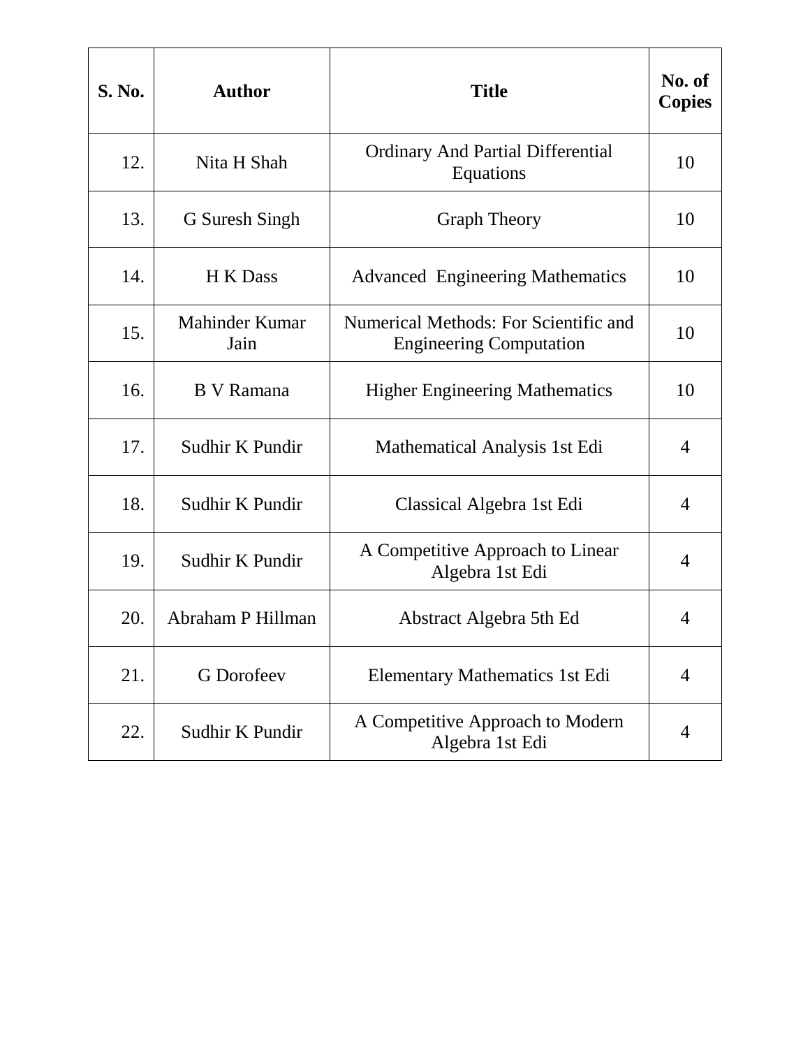| S. No. | Author | Title | No. of Copies |
|---|---|---|---|
| 12. | Nita H Shah | Ordinary And Partial Differential Equations | 10 |
| 13. | G Suresh Singh | Graph Theory | 10 |
| 14. | H K Dass | Advanced Engineering Mathematics | 10 |
| 15. | Mahinder Kumar Jain | Numerical Methods: For Scientific and Engineering Computation | 10 |
| 16. | B V Ramana | Higher Engineering Mathematics | 10 |
| 17. | Sudhir K Pundir | Mathematical Analysis 1st Edi | 4 |
| 18. | Sudhir K Pundir | Classical Algebra 1st Edi | 4 |
| 19. | Sudhir K Pundir | A Competitive Approach to Linear Algebra 1st Edi | 4 |
| 20. | Abraham P Hillman | Abstract Algebra 5th Ed | 4 |
| 21. | G Dorofeev | Elementary Mathematics 1st Edi | 4 |
| 22. | Sudhir K Pundir | A Competitive Approach to Modern Algebra 1st Edi | 4 |